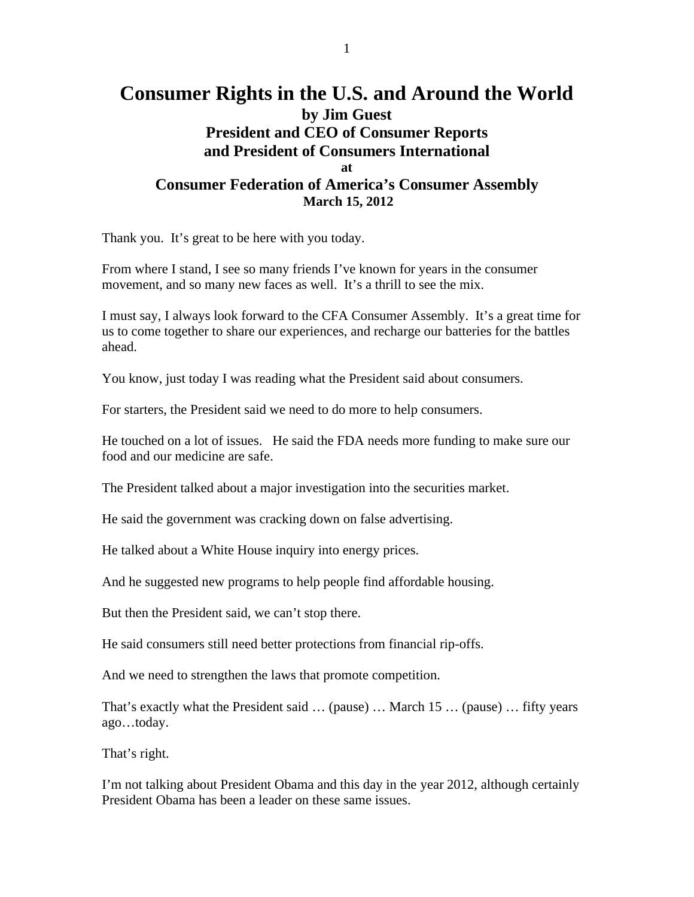# Consumer Rights in the U.S. and Around the World

**by Jim Guest**
**President and CEO of Consumer Reports**
**and President of Consumers International**
**at**
**Consumer Federation of America's Consumer Assembly**
**March 15, 2012**

Thank you. It's great to be here with you today.

From where I stand, I see so many friends I've known for years in the consumer movement, and so many new faces as well. It's a thrill to see the mix.

I must say, I always look forward to the CFA Consumer Assembly. It's a great time for us to come together to share our experiences, and recharge our batteries for the battles ahead.

You know, just today I was reading what the President said about consumers.

For starters, the President said we need to do more to help consumers.

He touched on a lot of issues. He said the FDA needs more funding to make sure our food and our medicine are safe.

The President talked about a major investigation into the securities market.

He said the government was cracking down on false advertising.

He talked about a White House inquiry into energy prices.

And he suggested new programs to help people find affordable housing.

But then the President said, we can't stop there.

He said consumers still need better protections from financial rip-offs.

And we need to strengthen the laws that promote competition.

That's exactly what the President said … (pause) … March 15 … (pause) … fifty years ago…today.

That's right.

I'm not talking about President Obama and this day in the year 2012, although certainly President Obama has been a leader on these same issues.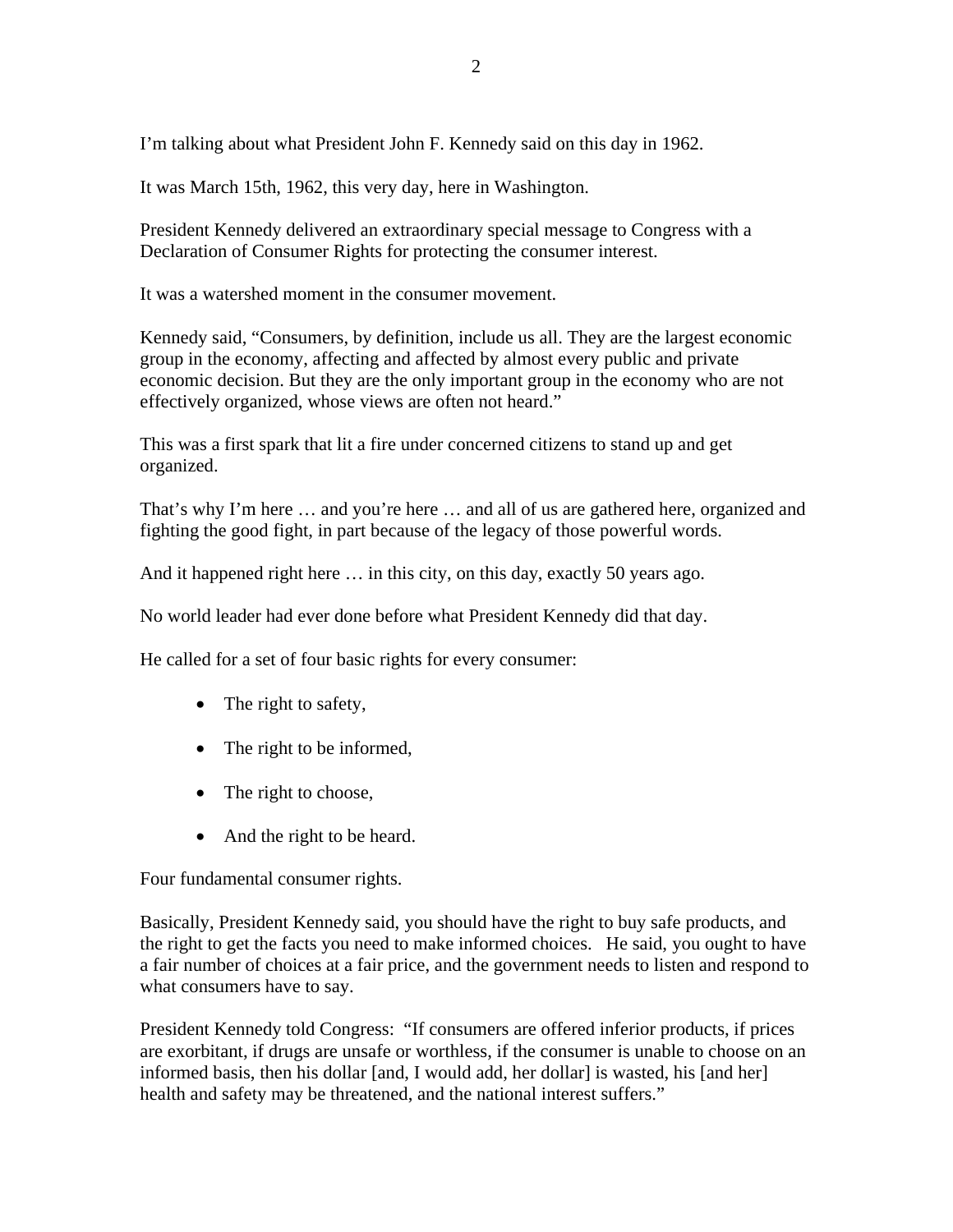I'm talking about what President John F. Kennedy said on this day in 1962.

It was March 15th, 1962, this very day, here in Washington.

President Kennedy delivered an extraordinary special message to Congress with a Declaration of Consumer Rights for protecting the consumer interest.

It was a watershed moment in the consumer movement.

Kennedy said, "Consumers, by definition, include us all. They are the largest economic group in the economy, affecting and affected by almost every public and private economic decision. But they are the only important group in the economy who are not effectively organized, whose views are often not heard."

This was a first spark that lit a fire under concerned citizens to stand up and get organized.

That's why I'm here … and you're here … and all of us are gathered here, organized and fighting the good fight, in part because of the legacy of those powerful words.

And it happened right here … in this city, on this day, exactly 50 years ago.

No world leader had ever done before what President Kennedy did that day.

He called for a set of four basic rights for every consumer:

- The right to safety,
- The right to be informed,
- The right to choose,
- And the right to be heard.

Four fundamental consumer rights.

Basically, President Kennedy said, you should have the right to buy safe products, and the right to get the facts you need to make informed choices. He said, you ought to have a fair number of choices at a fair price, and the government needs to listen and respond to what consumers have to say.

President Kennedy told Congress: "If consumers are offered inferior products, if prices are exorbitant, if drugs are unsafe or worthless, if the consumer is unable to choose on an informed basis, then his dollar [and, I would add, her dollar] is wasted, his [and her] health and safety may be threatened, and the national interest suffers."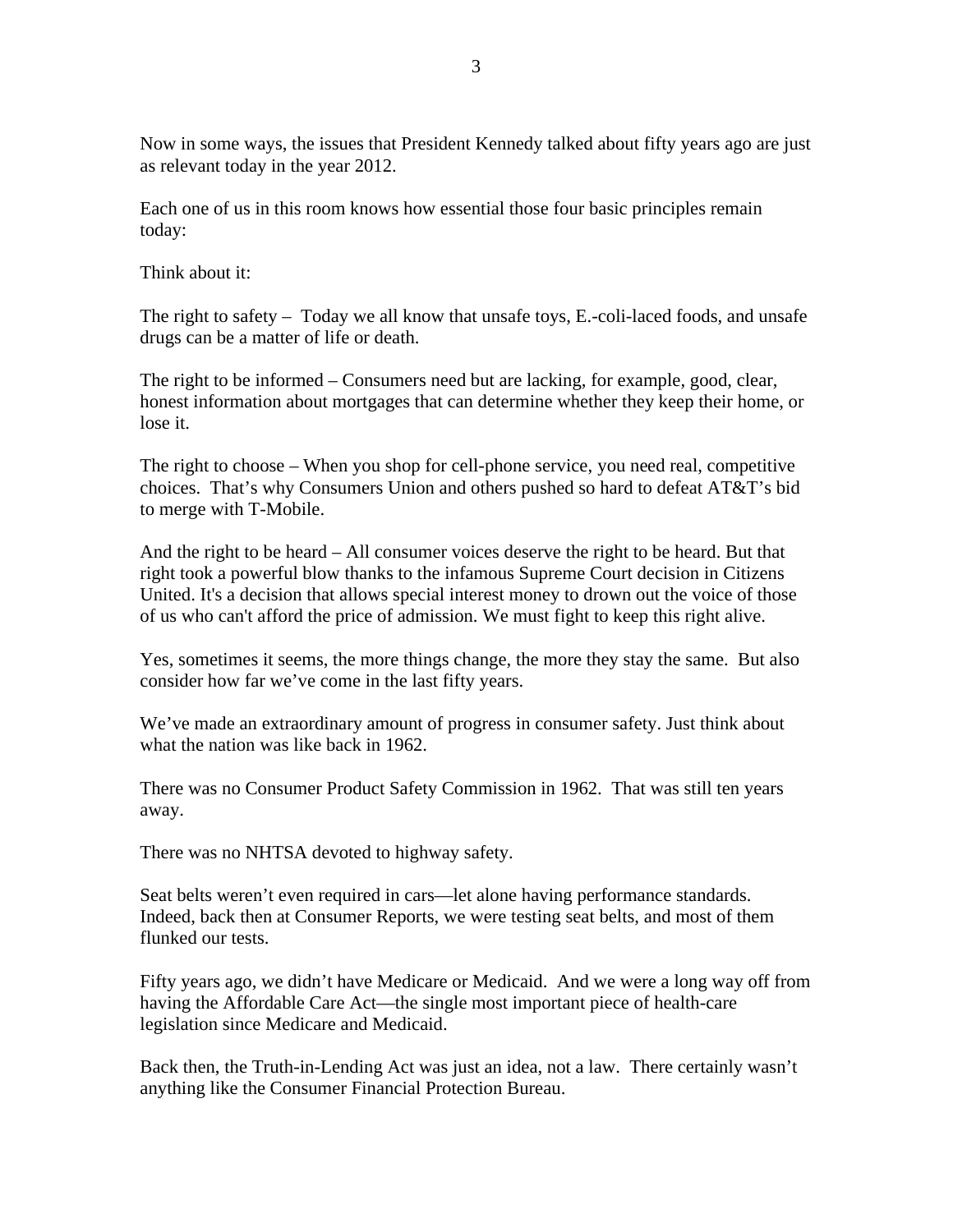Now in some ways, the issues that President Kennedy talked about fifty years ago are just as relevant today in the year 2012.

Each one of us in this room knows how essential those four basic principles remain today:

Think about it:

The right to safety – Today we all know that unsafe toys, E.-coli-laced foods, and unsafe drugs can be a matter of life or death.

The right to be informed – Consumers need but are lacking, for example, good, clear, honest information about mortgages that can determine whether they keep their home, or lose it.

The right to choose – When you shop for cell-phone service, you need real, competitive choices. That's why Consumers Union and others pushed so hard to defeat AT&T's bid to merge with T-Mobile.

And the right to be heard – All consumer voices deserve the right to be heard. But that right took a powerful blow thanks to the infamous Supreme Court decision in Citizens United. It's a decision that allows special interest money to drown out the voice of those of us who can't afford the price of admission. We must fight to keep this right alive.

Yes, sometimes it seems, the more things change, the more they stay the same. But also consider how far we've come in the last fifty years.

We've made an extraordinary amount of progress in consumer safety. Just think about what the nation was like back in 1962.

There was no Consumer Product Safety Commission in 1962. That was still ten years away.

There was no NHTSA devoted to highway safety.

Seat belts weren't even required in cars—let alone having performance standards. Indeed, back then at Consumer Reports, we were testing seat belts, and most of them flunked our tests.

Fifty years ago, we didn't have Medicare or Medicaid. And we were a long way off from having the Affordable Care Act—the single most important piece of health-care legislation since Medicare and Medicaid.

Back then, the Truth-in-Lending Act was just an idea, not a law. There certainly wasn't anything like the Consumer Financial Protection Bureau.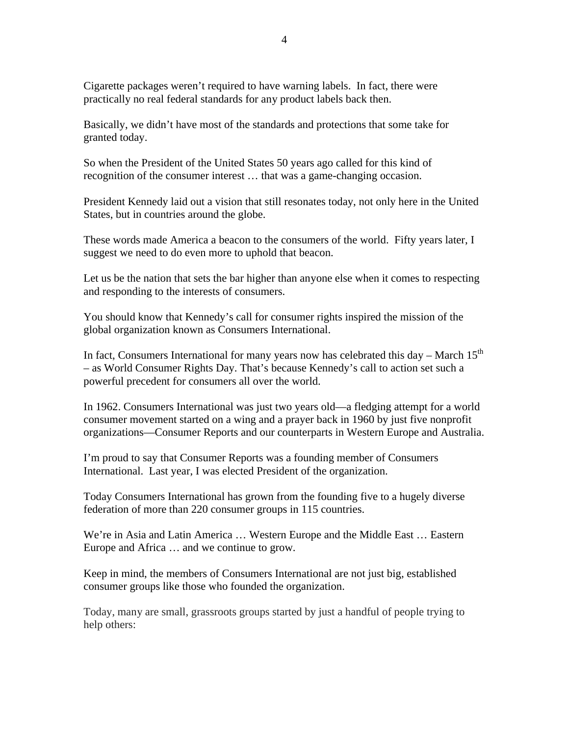Cigarette packages weren't required to have warning labels. In fact, there were practically no real federal standards for any product labels back then.

Basically, we didn't have most of the standards and protections that some take for granted today.

So when the President of the United States 50 years ago called for this kind of recognition of the consumer interest … that was a game-changing occasion.

President Kennedy laid out a vision that still resonates today, not only here in the United States, but in countries around the globe.

These words made America a beacon to the consumers of the world. Fifty years later, I suggest we need to do even more to uphold that beacon.

Let us be the nation that sets the bar higher than anyone else when it comes to respecting and responding to the interests of consumers.

You should know that Kennedy's call for consumer rights inspired the mission of the global organization known as Consumers International.

In fact, Consumers International for many years now has celebrated this day – March 15th – as World Consumer Rights Day. That's because Kennedy's call to action set such a powerful precedent for consumers all over the world.

In 1962. Consumers International was just two years old—a fledging attempt for a world consumer movement started on a wing and a prayer back in 1960 by just five nonprofit organizations—Consumer Reports and our counterparts in Western Europe and Australia.

I'm proud to say that Consumer Reports was a founding member of Consumers International. Last year, I was elected President of the organization.

Today Consumers International has grown from the founding five to a hugely diverse federation of more than 220 consumer groups in 115 countries.

We're in Asia and Latin America … Western Europe and the Middle East … Eastern Europe and Africa … and we continue to grow.

Keep in mind, the members of Consumers International are not just big, established consumer groups like those who founded the organization.

Today, many are small, grassroots groups started by just a handful of people trying to help others: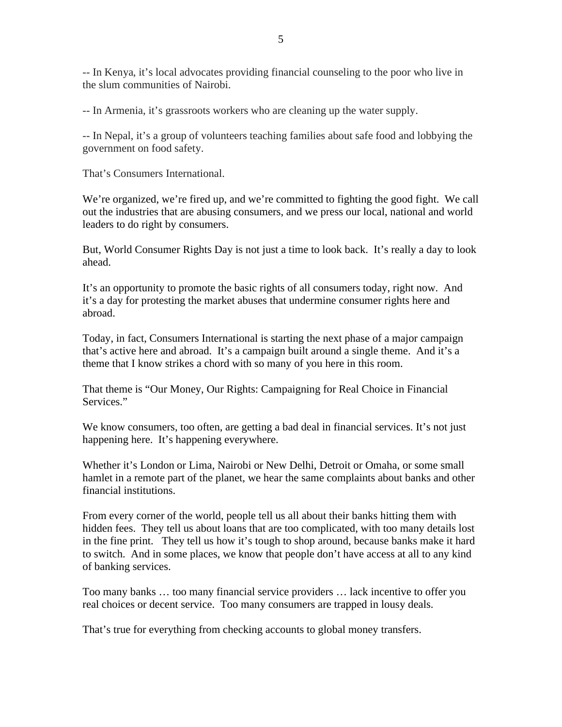-- In Kenya, it's local advocates providing financial counseling to the poor who live in the slum communities of Nairobi.

-- In Armenia, it's grassroots workers who are cleaning up the water supply.

-- In Nepal, it's a group of volunteers teaching families about safe food and lobbying the government on food safety.

That's Consumers International.

We're organized, we're fired up, and we're committed to fighting the good fight. We call out the industries that are abusing consumers, and we press our local, national and world leaders to do right by consumers.

But, World Consumer Rights Day is not just a time to look back. It's really a day to look ahead.

It's an opportunity to promote the basic rights of all consumers today, right now. And it's a day for protesting the market abuses that undermine consumer rights here and abroad.

Today, in fact, Consumers International is starting the next phase of a major campaign that's active here and abroad. It's a campaign built around a single theme. And it's a theme that I know strikes a chord with so many of you here in this room.

That theme is "Our Money, Our Rights: Campaigning for Real Choice in Financial Services."

We know consumers, too often, are getting a bad deal in financial services. It's not just happening here. It's happening everywhere.

Whether it's London or Lima, Nairobi or New Delhi, Detroit or Omaha, or some small hamlet in a remote part of the planet, we hear the same complaints about banks and other financial institutions.

From every corner of the world, people tell us all about their banks hitting them with hidden fees. They tell us about loans that are too complicated, with too many details lost in the fine print. They tell us how it's tough to shop around, because banks make it hard to switch. And in some places, we know that people don't have access at all to any kind of banking services.

Too many banks … too many financial service providers … lack incentive to offer you real choices or decent service. Too many consumers are trapped in lousy deals.

That's true for everything from checking accounts to global money transfers.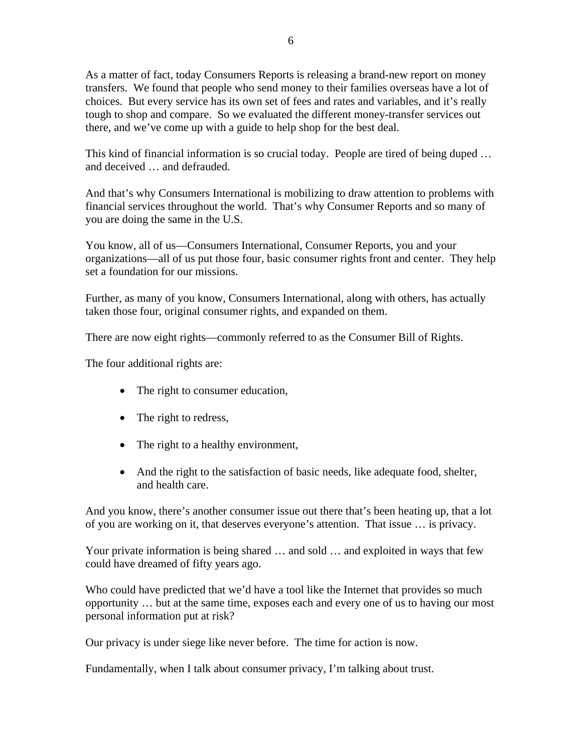As a matter of fact, today Consumers Reports is releasing a brand-new report on money transfers. We found that people who send money to their families overseas have a lot of choices. But every service has its own set of fees and rates and variables, and it's really tough to shop and compare. So we evaluated the different money-transfer services out there, and we've come up with a guide to help shop for the best deal.

This kind of financial information is so crucial today. People are tired of being duped … and deceived … and defrauded.

And that's why Consumers International is mobilizing to draw attention to problems with financial services throughout the world. That's why Consumer Reports and so many of you are doing the same in the U.S.

You know, all of us—Consumers International, Consumer Reports, you and your organizations—all of us put those four, basic consumer rights front and center. They help set a foundation for our missions.

Further, as many of you know, Consumers International, along with others, has actually taken those four, original consumer rights, and expanded on them.

There are now eight rights—commonly referred to as the Consumer Bill of Rights.

The four additional rights are:

- The right to consumer education,
- The right to redress,
- The right to a healthy environment,
- And the right to the satisfaction of basic needs, like adequate food, shelter, and health care.

And you know, there's another consumer issue out there that's been heating up, that a lot of you are working on it, that deserves everyone's attention. That issue … is privacy.

Your private information is being shared … and sold … and exploited in ways that few could have dreamed of fifty years ago.

Who could have predicted that we'd have a tool like the Internet that provides so much opportunity … but at the same time, exposes each and every one of us to having our most personal information put at risk?

Our privacy is under siege like never before. The time for action is now.

Fundamentally, when I talk about consumer privacy, I'm talking about trust.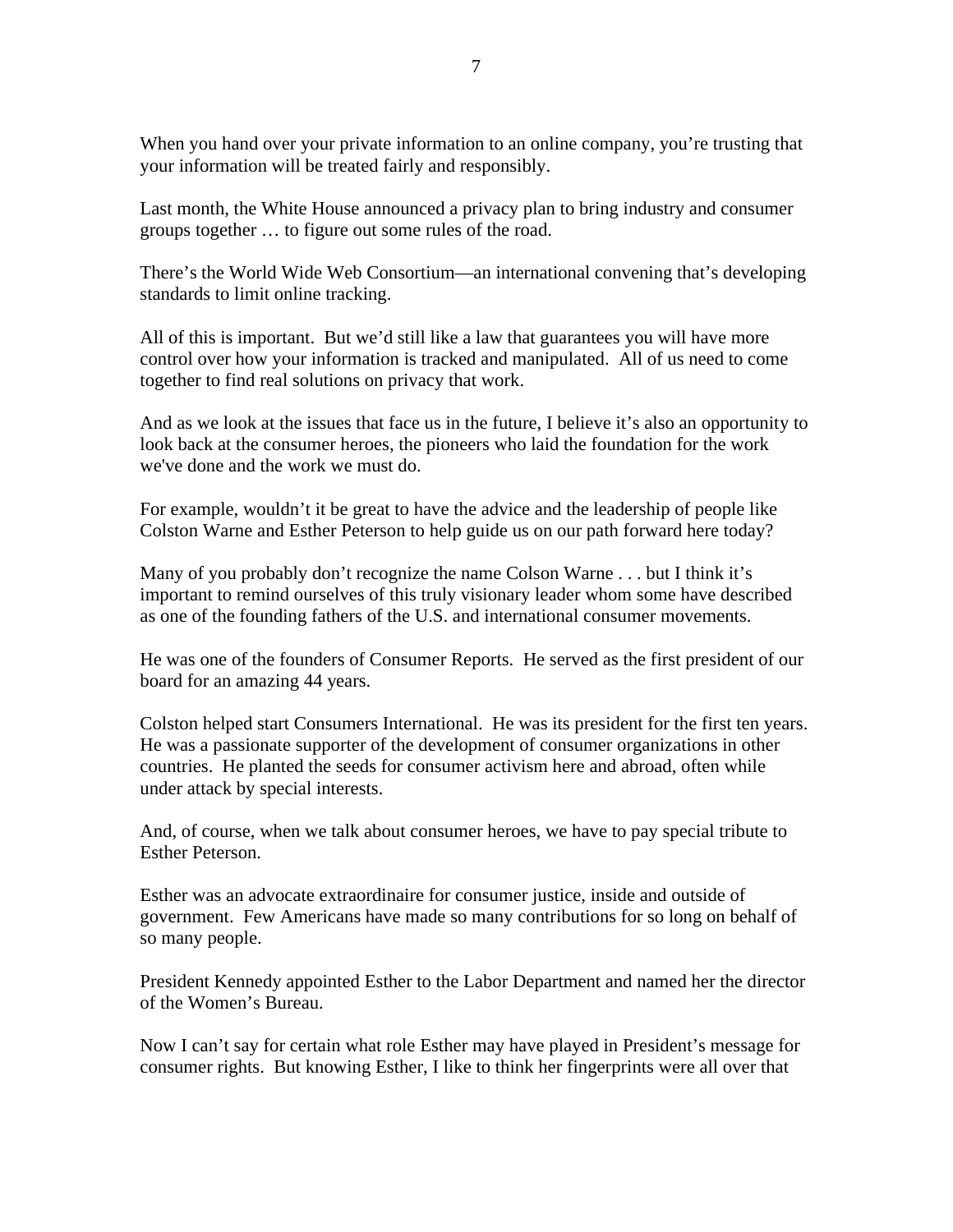When you hand over your private information to an online company, you're trusting that your information will be treated fairly and responsibly.

Last month, the White House announced a privacy plan to bring industry and consumer groups together … to figure out some rules of the road.

There's the World Wide Web Consortium—an international convening that's developing standards to limit online tracking.

All of this is important. But we'd still like a law that guarantees you will have more control over how your information is tracked and manipulated. All of us need to come together to find real solutions on privacy that work.

And as we look at the issues that face us in the future, I believe it's also an opportunity to look back at the consumer heroes, the pioneers who laid the foundation for the work we've done and the work we must do.

For example, wouldn't it be great to have the advice and the leadership of people like Colston Warne and Esther Peterson to help guide us on our path forward here today?

Many of you probably don't recognize the name Colson Warne . . . but I think it's important to remind ourselves of this truly visionary leader whom some have described as one of the founding fathers of the U.S. and international consumer movements.

He was one of the founders of Consumer Reports. He served as the first president of our board for an amazing 44 years.

Colston helped start Consumers International. He was its president for the first ten years. He was a passionate supporter of the development of consumer organizations in other countries. He planted the seeds for consumer activism here and abroad, often while under attack by special interests.

And, of course, when we talk about consumer heroes, we have to pay special tribute to Esther Peterson.

Esther was an advocate extraordinaire for consumer justice, inside and outside of government. Few Americans have made so many contributions for so long on behalf of so many people.

President Kennedy appointed Esther to the Labor Department and named her the director of the Women's Bureau.

Now I can't say for certain what role Esther may have played in President's message for consumer rights. But knowing Esther, I like to think her fingerprints were all over that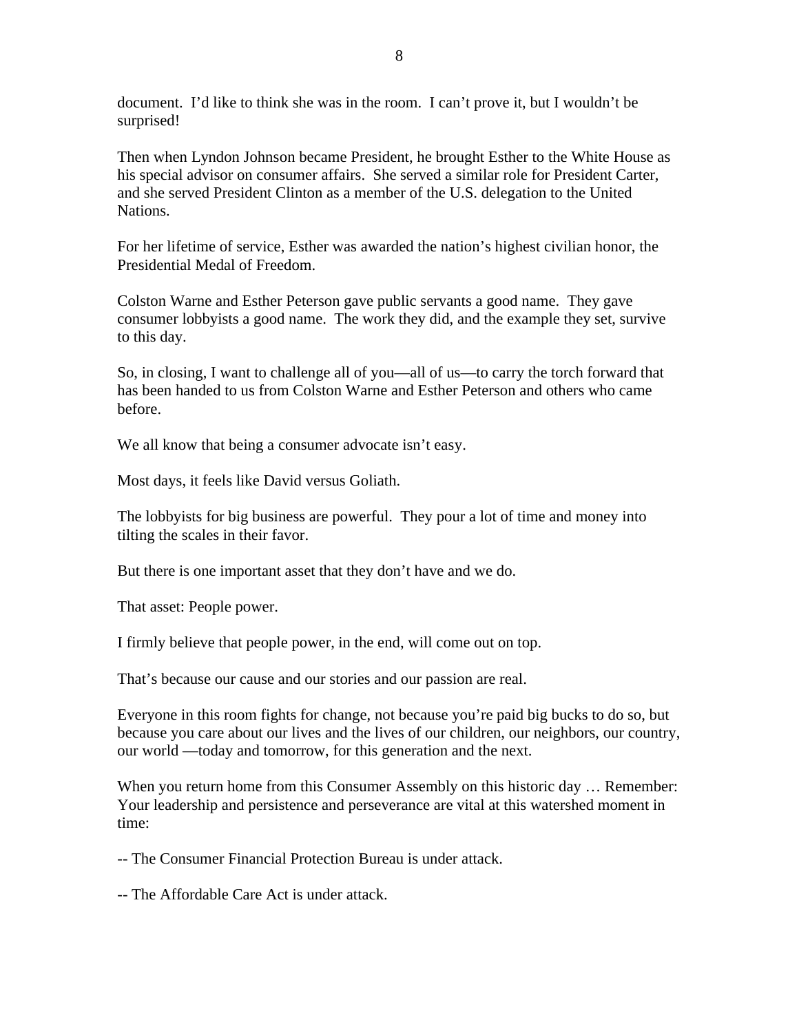document. I'd like to think she was in the room. I can't prove it, but I wouldn't be surprised!

Then when Lyndon Johnson became President, he brought Esther to the White House as his special advisor on consumer affairs. She served a similar role for President Carter, and she served President Clinton as a member of the U.S. delegation to the United Nations.

For her lifetime of service, Esther was awarded the nation's highest civilian honor, the Presidential Medal of Freedom.

Colston Warne and Esther Peterson gave public servants a good name. They gave consumer lobbyists a good name. The work they did, and the example they set, survive to this day.

So, in closing, I want to challenge all of you—all of us—to carry the torch forward that has been handed to us from Colston Warne and Esther Peterson and others who came before.

We all know that being a consumer advocate isn't easy.

Most days, it feels like David versus Goliath.

The lobbyists for big business are powerful. They pour a lot of time and money into tilting the scales in their favor.

But there is one important asset that they don't have and we do.

That asset: People power.

I firmly believe that people power, in the end, will come out on top.

That's because our cause and our stories and our passion are real.

Everyone in this room fights for change, not because you're paid big bucks to do so, but because you care about our lives and the lives of our children, our neighbors, our country, our world —today and tomorrow, for this generation and the next.

When you return home from this Consumer Assembly on this historic day … Remember: Your leadership and persistence and perseverance are vital at this watershed moment in time:

-- The Consumer Financial Protection Bureau is under attack.

-- The Affordable Care Act is under attack.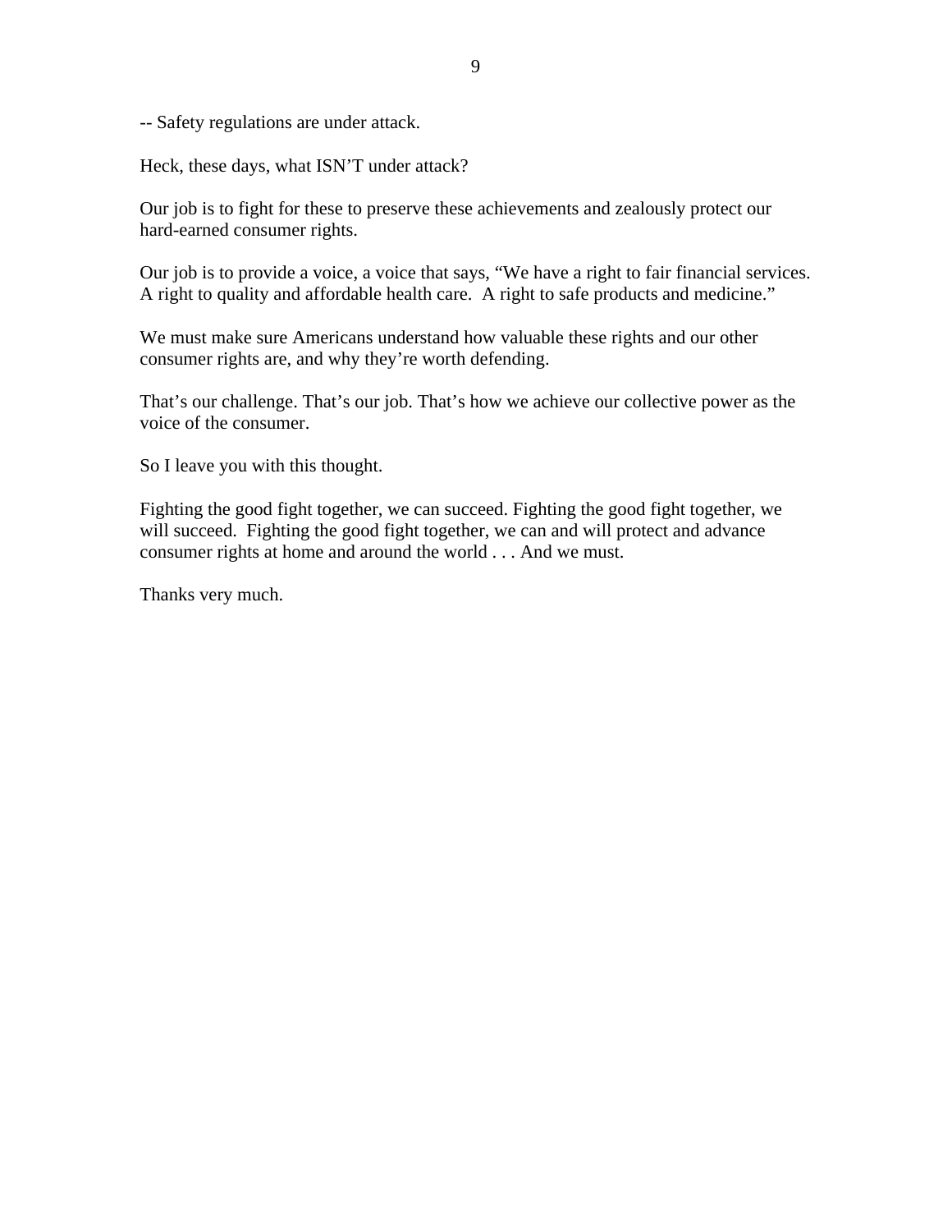-- Safety regulations are under attack.

Heck, these days, what ISN'T under attack?

Our job is to fight for these to preserve these achievements and zealously protect our hard-earned consumer rights.

Our job is to provide a voice, a voice that says, "We have a right to fair financial services. A right to quality and affordable health care. A right to safe products and medicine."

We must make sure Americans understand how valuable these rights and our other consumer rights are, and why they're worth defending.

That's our challenge. That's our job. That's how we achieve our collective power as the voice of the consumer.

So I leave you with this thought.

Fighting the good fight together, we can succeed. Fighting the good fight together, we will succeed. Fighting the good fight together, we can and will protect and advance consumer rights at home and around the world . . . And we must.

Thanks very much.